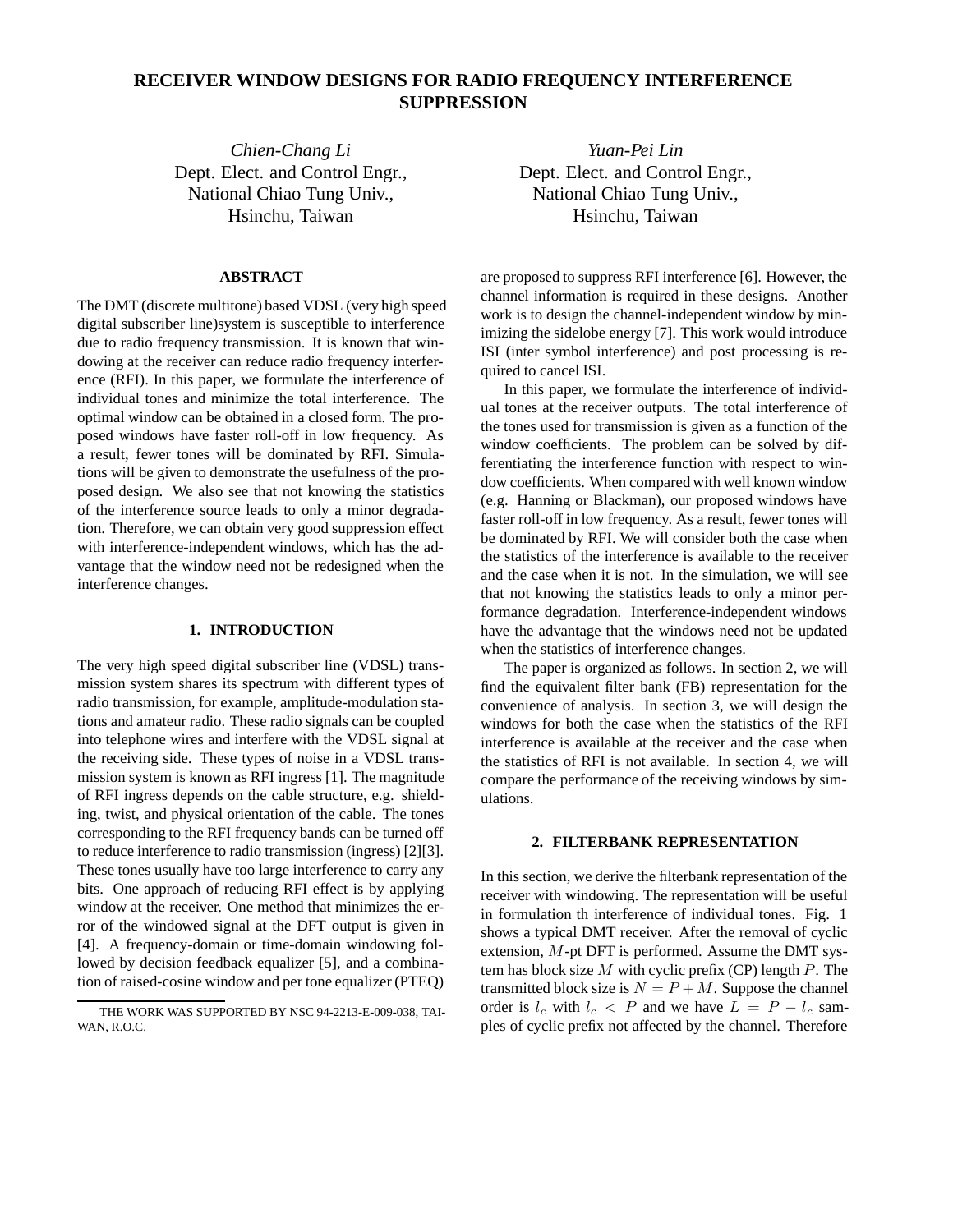# RECEIVER WINDOW DESIGNS FOR RADIO FREQUENCY INTERFERENCE SUPPRESSION

*Chien-Chang Li*
Dept. Elect. and Control Engr.,
National Chiao Tung Univ.,
Hsinchu, Taiwan

*Yuan-Pei Lin*
Dept. Elect. and Control Engr.,
National Chiao Tung Univ.,
Hsinchu, Taiwan

## ABSTRACT

The DMT (discrete multitone) based VDSL (very high speed digital subscriber line)system is susceptible to interference due to radio frequency transmission. It is known that windowing at the receiver can reduce radio frequency interference (RFI). In this paper, we formulate the interference of individual tones and minimize the total interference. The optimal window can be obtained in a closed form. The proposed windows have faster roll-off in low frequency. As a result, fewer tones will be dominated by RFI. Simulations will be given to demonstrate the usefulness of the proposed design. We also see that not knowing the statistics of the interference source leads to only a minor degradation. Therefore, we can obtain very good suppression effect with interference-independent windows, which has the advantage that the window need not be redesigned when the interference changes.

## 1. INTRODUCTION

The very high speed digital subscriber line (VDSL) transmission system shares its spectrum with different types of radio transmission, for example, amplitude-modulation stations and amateur radio. These radio signals can be coupled into telephone wires and interfere with the VDSL signal at the receiving side. These types of noise in a VDSL transmission system is known as RFI ingress [1]. The magnitude of RFI ingress depends on the cable structure, e.g. shielding, twist, and physical orientation of the cable. The tones corresponding to the RFI frequency bands can be turned off to reduce interference to radio transmission (ingress) [2][3]. These tones usually have too large interference to carry any bits. One approach of reducing RFI effect is by applying window at the receiver. One method that minimizes the error of the windowed signal at the DFT output is given in [4]. A frequency-domain or time-domain windowing followed by decision feedback equalizer [5], and a combination of raised-cosine window and per tone equalizer (PTEQ) are proposed to suppress RFI interference [6]. However, the channel information is required in these designs. Another work is to design the channel-independent window by minimizing the sidelobe energy [7]. This work would introduce ISI (inter symbol interference) and post processing is required to cancel ISI.

In this paper, we formulate the interference of individual tones at the receiver outputs. The total interference of the tones used for transmission is given as a function of the window coefficients. The problem can be solved by differentiating the interference function with respect to window coefficients. When compared with well known window (e.g. Hanning or Blackman), our proposed windows have faster roll-off in low frequency. As a result, fewer tones will be dominated by RFI. We will consider both the case when the statistics of the interference is available to the receiver and the case when it is not. In the simulation, we will see that not knowing the statistics leads to only a minor performance degradation. Interference-independent windows have the advantage that the windows need not be updated when the statistics of interference changes.

The paper is organized as follows. In section 2, we will find the equivalent filter bank (FB) representation for the convenience of analysis. In section 3, we will design the windows for both the case when the statistics of the RFI interference is available at the receiver and the case when the statistics of RFI is not available. In section 4, we will compare the performance of the receiving windows by simulations.

## 2. FILTERBANK REPRESENTATION

In this section, we derive the filterbank representation of the receiver with windowing. The representation will be useful in formulation th interference of individual tones. Fig. 1 shows a typical DMT receiver. After the removal of cyclic extension, $M$-pt DFT is performed. Assume the DMT system has block size $M$ with cyclic prefix (CP) length $P$. The transmitted block size is $N = P + M$. Suppose the channel order is $l_c$ with $l_c < P$ and we have $L = P - l_c$ samples of cyclic prefix not affected by the channel. Therefore

THE WORK WAS SUPPORTED BY NSC 94-2213-E-009-038, TAIWAN, R.O.C.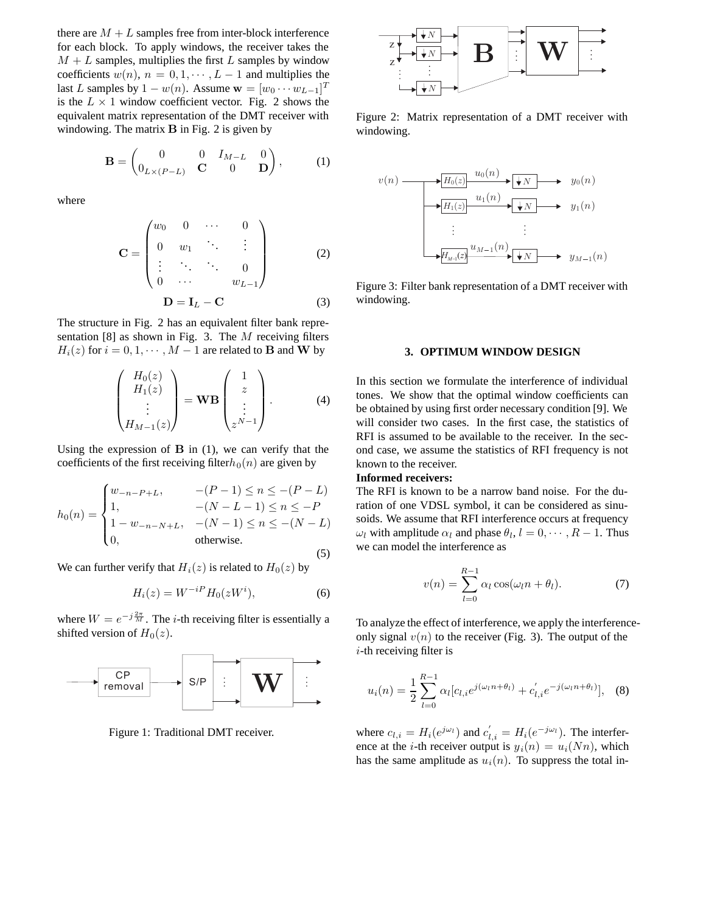there are $M+L$ samples free from inter-block interference for each block. To apply windows, the receiver takes the $M+L$ samples, multiplies the first $L$ samples by window coefficients $w(n)$, $n = 0, 1, \cdots, L-1$ and multiplies the last $L$ samples by $1-w(n)$. Assume $\mathbf{w} = [w_0 \cdots w_{L-1}]^T$ is the $L \times 1$ window coefficient vector. Fig. 2 shows the equivalent matrix representation of the DMT receiver with windowing. The matrix $\mathbf{B}$ in Fig. 2 is given by

$$\mathbf{B} = \begin{pmatrix} 0 & 0 & I_{M-L} & 0 \\ 0_{L\times(P-L)} & \mathbf{C} & 0 & \mathbf{D} \end{pmatrix}, \tag{1}$$

where

$$\mathbf{C} = \begin{pmatrix} w_0 & 0 & \cdots & 0 \\ 0 & w_1 & \ddots & \vdots \\ \vdots & \ddots & \ddots & 0 \\ 0 & \cdots & & w_{L-1} \end{pmatrix} \tag{2}$$

$$\mathbf{D} = \mathbf{I}_L - \mathbf{C} \tag{3}$$

The structure in Fig. 2 has an equivalent filter bank representation [8] as shown in Fig. 3. The $M$ receiving filters $H_i(z)$ for $i = 0, 1, \cdots, M-1$ are related to $\mathbf{B}$ and $\mathbf{W}$ by

$$\begin{pmatrix} H_0(z) \\ H_1(z) \\ \vdots \\ H_{M-1}(z) \end{pmatrix} = \mathbf{WB} \begin{pmatrix} 1 \\ z \\ \vdots \\ z^{N-1} \end{pmatrix}. \tag{4}$$

Using the expression of $\mathbf{B}$ in (1), we can verify that the coefficients of the first receiving filter$h_0(n)$ are given by

$$h_0(n) = \begin{cases} w_{-n-P+L}, & -(P-1) \le n \le -(P-L) \\ 1, & -(N-L-1) \le n \le -P \\ 1 - w_{-n-N+L}, & -(N-1) \le n \le -(N-L) \\ 0, & \text{otherwise.} \end{cases} \tag{5}$$

We can further verify that $H_i(z)$ is related to $H_0(z)$ by

$$H_i(z) = W^{-iP} H_0(zW^i), \tag{6}$$

where $W = e^{-j\frac{2\pi}{M}}$. The $i$-th receiving filter is essentially a shifted version of $H_0(z)$.

Figure 1: Traditional DMT receiver.

Figure 2: Matrix representation of a DMT receiver with windowing.

Figure 3: Filter bank representation of a DMT receiver with windowing.

## 3. OPTIMUM WINDOW DESIGN

In this section we formulate the interference of individual tones. We show that the optimal window coefficients can be obtained by using first order necessary condition [9]. We will consider two cases. In the first case, the statistics of RFI is assumed to be available to the receiver. In the second case, we assume the statistics of RFI frequency is not known to the receiver.

**Informed receivers:**

The RFI is known to be a narrow band noise. For the duration of one VDSL symbol, it can be considered as sinusoids. We assume that RFI interference occurs at frequency $\omega_l$ with amplitude $\alpha_l$ and phase $\theta_l$, $l = 0, \cdots, R-1$. Thus we can model the interference as

$$v(n) = \sum_{l=0}^{R-1} \alpha_l \cos(\omega_l n + \theta_l). \tag{7}$$

To analyze the effect of interference, we apply the interference-only signal $v(n)$ to the receiver (Fig. 3). The output of the $i$-th receiving filter is

$$u_i(n) = \frac{1}{2} \sum_{l=0}^{R-1} \alpha_l [c_{l,i} e^{j(\omega_l n + \theta_l)} + c'_{l,i} e^{-j(\omega_l n + \theta_l)}], \tag{8}$$

where $c_{l,i} = H_i(e^{j\omega_l})$ and $c'_{l,i} = H_i(e^{-j\omega_l})$. The interference at the $i$-th receiver output is $y_i(n) = u_i(Nn)$, which has the same amplitude as $u_i(n)$. To suppress the total in-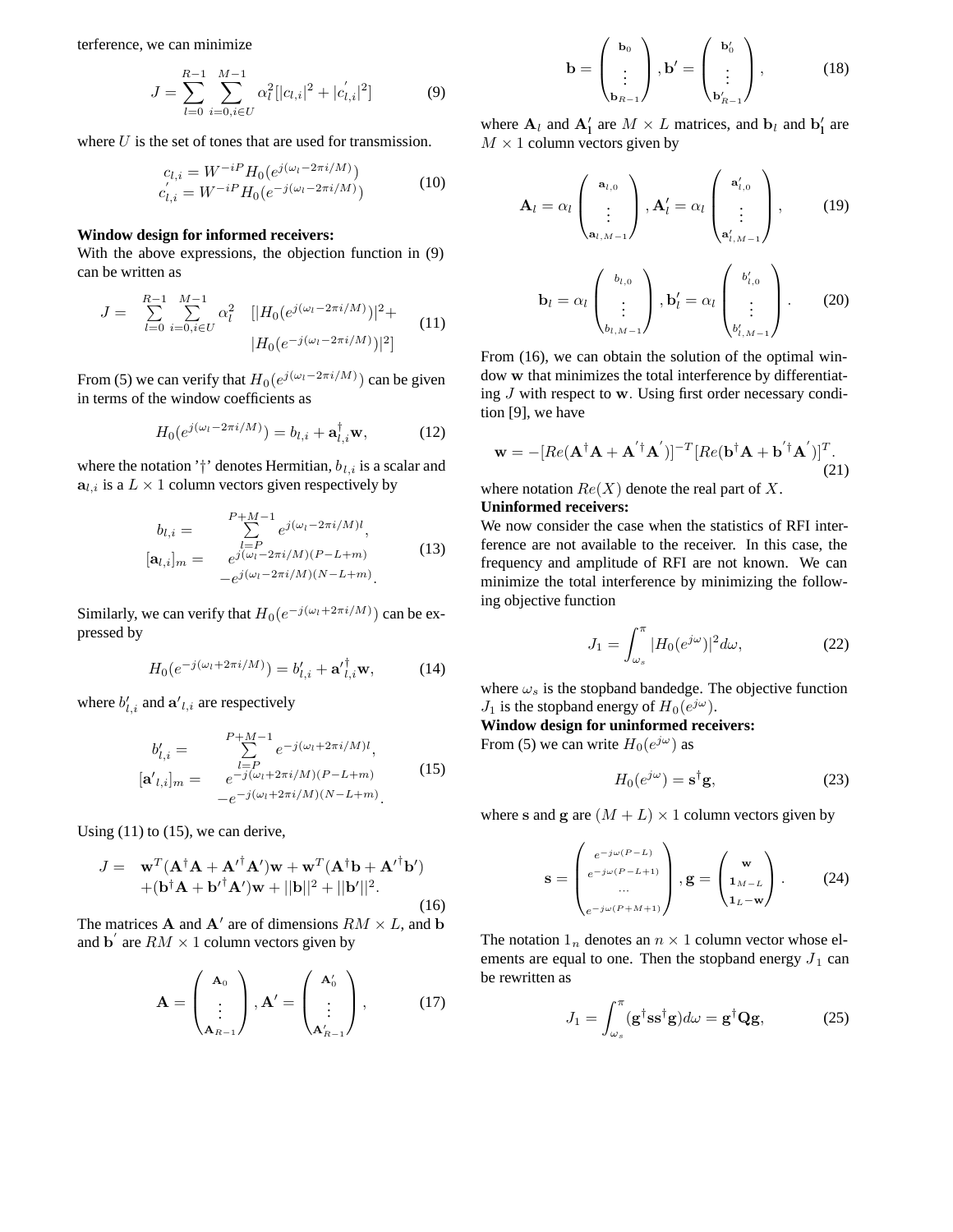terference, we can minimize

$$J = \sum_{l=0}^{R-1} \sum_{i=0, i \in U}^{M-1} \alpha_l^2 [|c_{l,i}|^2 + |c'_{l,i}|^2] \tag{9}$$

where $U$ is the set of tones that are used for transmission.

$$\begin{array}{l} c_{l,i} = W^{-iP} H_0(e^{j(\omega_l - 2\pi i/M)}) \\ c'_{l,i} = W^{-iP} H_0(e^{-j(\omega_l - 2\pi i/M)}) \end{array} \tag{10}$$

**Window design for informed receivers:**
With the above expressions, the objection function in (9) can be written as

$$J = \sum_{l=0}^{R-1} \sum_{i=0, i \in U}^{M-1} \alpha_l^2 \quad \begin{array}{l} [|H_0(e^{j(\omega_l - 2\pi i/M)})|^2 + \\ |H_0(e^{-j(\omega_l - 2\pi i/M)})|^2] \end{array} \tag{11}$$

From (5) we can verify that $H_0(e^{j(\omega_l - 2\pi i/M)})$ can be given in terms of the window coefficients as

$$H_0(e^{j(\omega_l - 2\pi i/M)}) = b_{l,i} + \mathbf{a}_{l,i}^{\dagger} \mathbf{w}, \tag{12}$$

where the notation '$\dagger$' denotes Hermitian, $b_{l,i}$ is a scalar and $\mathbf{a}_{l,i}$ is a $L \times 1$ column vectors given respectively by

$$\begin{array}{rl} b_{l,i} = & \sum_{l=P}^{P+M-1} e^{j(\omega_l - 2\pi i/M)l}, \\ [\mathbf{a}_{l,i}]_m = & e^{j(\omega_l - 2\pi i/M)(P-L+m)} \\ & -e^{j(\omega_l - 2\pi i/M)(N-L+m)}. \end{array} \tag{13}$$

Similarly, we can verify that $H_0(e^{-j(\omega_l + 2\pi i/M)})$ can be expressed by

$$H_0(e^{-j(\omega_l + 2\pi i/M)}) = b'_{l,i} + {\mathbf{a}'}_{l,i}^{\dagger} \mathbf{w}, \tag{14}$$

where $b'_{l,i}$ and $\mathbf{a}'_{l,i}$ are respectively

$$\begin{array}{rl} b'_{l,i} = & \sum_{l=P}^{P+M-1} e^{-j(\omega_l + 2\pi i/M)l}, \\ [\mathbf{a}'_{l,i}]_m = & e^{-j(\omega_l + 2\pi i/M)(P-L+m)} \\ & -e^{-j(\omega_l + 2\pi i/M)(N-L+m)}. \end{array} \tag{15}$$

Using (11) to (15), we can derive,

$$\begin{array}{rl} J = & \mathbf{w}^T(\mathbf{A}^{\dagger}\mathbf{A} + {\mathbf{A}'}^{\dagger}\mathbf{A}')\mathbf{w} + \mathbf{w}^T(\mathbf{A}^{\dagger}\mathbf{b} + {\mathbf{A}'}^{\dagger}\mathbf{b}') \\ & +(\mathbf{b}^{\dagger}\mathbf{A} + {\mathbf{b}'}^{\dagger}\mathbf{A}')\mathbf{w} + ||\mathbf{b}||^2 + ||\mathbf{b}'||^2. \end{array} \tag{16}$$

The matrices $\mathbf{A}$ and $\mathbf{A}'$ are of dimensions $RM \times L$, and $\mathbf{b}$ and $\mathbf{b}'$ are $RM \times 1$ column vectors given by

$$\mathbf{A} = \begin{pmatrix} \mathbf{A}_0 \\ \vdots \\ \mathbf{A}_{R-1} \end{pmatrix}, \mathbf{A}' = \begin{pmatrix} \mathbf{A}'_0 \\ \vdots \\ \mathbf{A}'_{R-1} \end{pmatrix}, \tag{17}$$

$$\mathbf{b} = \begin{pmatrix} \mathbf{b}_0 \\ \vdots \\ \mathbf{b}_{R-1} \end{pmatrix}, \mathbf{b}' = \begin{pmatrix} \mathbf{b}'_0 \\ \vdots \\ \mathbf{b}'_{R-1} \end{pmatrix}, \tag{18}$$

where $\mathbf{A}_l$ and $\mathbf{A}'_l$ are $M \times L$ matrices, and $\mathbf{b}_l$ and $\mathbf{b}'_l$ are $M \times 1$ column vectors given by

$$\mathbf{A}_l = \alpha_l \begin{pmatrix} \mathbf{a}_{l,0} \\ \vdots \\ \mathbf{a}_{l,M-1} \end{pmatrix}, \mathbf{A}'_l = \alpha_l \begin{pmatrix} \mathbf{a}'_{l,0} \\ \vdots \\ \mathbf{a}'_{l,M-1} \end{pmatrix}, \tag{19}$$

$$\mathbf{b}_l = \alpha_l \begin{pmatrix} b_{l,0} \\ \vdots \\ b_{l,M-1} \end{pmatrix}, \mathbf{b}'_l = \alpha_l \begin{pmatrix} b'_{l,0} \\ \vdots \\ b'_{l,M-1} \end{pmatrix}. \tag{20}$$

From (16), we can obtain the solution of the optimal window $\mathbf{w}$ that minimizes the total interference by differentiating $J$ with respect to $\mathbf{w}$. Using first order necessary condition [9], we have

$$\mathbf{w} = -[Re(\mathbf{A}^{\dagger}\mathbf{A} + {\mathbf{A}'}^{\dagger}\mathbf{A}')]^{-T}[Re(\mathbf{b}^{\dagger}\mathbf{A} + {\mathbf{b}'}^{\dagger}\mathbf{A}')]^T. \tag{21}$$

where notation $Re(X)$ denote the real part of $X$.

**Uninformed receivers:**
We now consider the case when the statistics of RFI interference are not available to the receiver. In this case, the frequency and amplitude of RFI are not known. We can minimize the total interference by minimizing the following objective function

$$J_1 = \int_{\omega_s}^{\pi} |H_0(e^{j\omega})|^2 d\omega, \tag{22}$$

where $\omega_s$ is the stopband bandedge. The objective function $J_1$ is the stopband energy of $H_0(e^{j\omega})$.

**Window design for uninformed receivers:**
From (5) we can write $H_0(e^{j\omega})$ as

$$H_0(e^{j\omega}) = \mathbf{s}^{\dagger}\mathbf{g}, \tag{23}$$

where $\mathbf{s}$ and $\mathbf{g}$ are $(M+L) \times 1$ column vectors given by

$$\mathbf{s} = \begin{pmatrix} e^{-j\omega(P-L)} \\ e^{-j\omega(P-L+1)} \\ \cdots \\ e^{-j\omega(P+M+1)} \end{pmatrix}, \mathbf{g} = \begin{pmatrix} \mathbf{w} \\ \mathbf{1}_{M-L} \\ \mathbf{1}_{L} - \mathbf{w} \end{pmatrix}. \tag{24}$$

The notation $1_n$ denotes an $n \times 1$ column vector whose elements are equal to one. Then the stopband energy $J_1$ can be rewritten as

$$J_1 = \int_{\omega_s}^{\pi} (\mathbf{g}^{\dagger}\mathbf{s}\mathbf{s}^{\dagger}\mathbf{g}) d\omega = \mathbf{g}^{\dagger}\mathbf{Q}\mathbf{g}, \tag{25}$$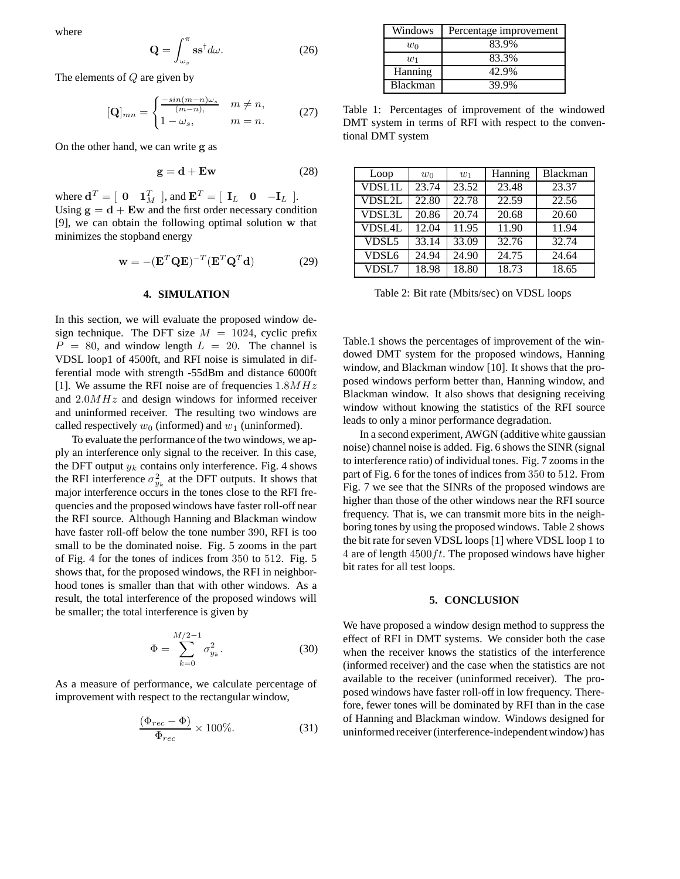where

$$\mathbf{Q} = \int_{\omega_s}^{\pi} \mathbf{s}\mathbf{s}^{\dagger} d\omega. \tag{26}$$

The elements of $Q$ are given by

$$[\mathbf{Q}]_{mn} = \begin{cases} \frac{-sin(m-n)\omega_s}{(m-n),} & m \neq n, \\ 1 - \omega_s, & m = n. \end{cases} \tag{27}$$

On the other hand, we can write $\mathbf{g}$ as

$$\mathbf{g} = \mathbf{d} + \mathbf{E}\mathbf{w} \tag{28}$$

where $\mathbf{d}^T = [\ \mathbf{0} \quad \mathbf{1}_M^T\ ]$, and $\mathbf{E}^T = [\ \mathbf{I}_L \quad \mathbf{0} \quad -\mathbf{I}_L\ ]$. Using $\mathbf{g} = \mathbf{d} + \mathbf{E}\mathbf{w}$ and the first order necessary condition [9], we can obtain the following optimal solution $\mathbf{w}$ that minimizes the stopband energy

$$\mathbf{w} = -(\mathbf{E}^T\mathbf{Q}\mathbf{E})^{-T}(\mathbf{E}^T\mathbf{Q}^T\mathbf{d}) \tag{29}$$

## 4. SIMULATION

In this section, we will evaluate the proposed window design technique. The DFT size $M = 1024$, cyclic prefix $P = 80$, and window length $L = 20$. The channel is VDSL loop1 of 4500ft, and RFI noise is simulated in differential mode with strength -55dBm and distance 6000ft [1]. We assume the RFI noise are of frequencies $1.8MHz$ and $2.0MHz$ and design windows for informed receiver and uninformed receiver. The resulting two windows are called respectively $w_0$ (informed) and $w_1$ (uninformed).

To evaluate the performance of the two windows, we apply an interference only signal to the receiver. In this case, the DFT output $y_k$ contains only interference. Fig. 4 shows the RFI interference $\sigma_{y_k}^2$ at the DFT outputs. It shows that major interference occurs in the tones close to the RFI frequencies and the proposed windows have faster roll-off near the RFI source. Although Hanning and Blackman window have faster roll-off below the tone number 390, RFI is too small to be the dominated noise. Fig. 5 zooms in the part of Fig. 4 for the tones of indices from 350 to 512. Fig. 5 shows that, for the proposed windows, the RFI in neighborhood tones is smaller than that with other windows. As a result, the total interference of the proposed windows will be smaller; the total interference is given by

$$\Phi = \sum_{k=0}^{M/2-1} \sigma_{y_k}^2. \tag{30}$$

As a measure of performance, we calculate percentage of improvement with respect to the rectangular window,

$$\frac{(\Phi_{rec} - \Phi)}{\Phi_{rec}} \times 100\%. \tag{31}$$

| Windows | Percentage improvement |
|---|---|
| $w_0$ | 83.9% |
| $w_1$ | 83.3% |
| Hanning | 42.9% |
| Blackman | 39.9% |

Table 1: Percentages of improvement of the windowed DMT system in terms of RFI with respect to the conventional DMT system

| Loop | $w_0$ | $w_1$ | Hanning | Blackman |
|---|---|---|---|---|
| VDSL1L | 23.74 | 23.52 | 23.48 | 23.37 |
| VDSL2L | 22.80 | 22.78 | 22.59 | 22.56 |
| VDSL3L | 20.86 | 20.74 | 20.68 | 20.60 |
| VDSL4L | 12.04 | 11.95 | 11.90 | 11.94 |
| VDSL5 | 33.14 | 33.09 | 32.76 | 32.74 |
| VDSL6 | 24.94 | 24.90 | 24.75 | 24.64 |
| VDSL7 | 18.98 | 18.80 | 18.73 | 18.65 |

Table 2: Bit rate (Mbits/sec) on VDSL loops

Table.1 shows the percentages of improvement of the windowed DMT system for the proposed windows, Hanning window, and Blackman window [10]. It shows that the proposed windows perform better than, Hanning window, and Blackman window. It also shows that designing receiving window without knowing the statistics of the RFI source leads to only a minor performance degradation.

In a second experiment, AWGN (additive white gaussian noise) channel noise is added. Fig. 6 shows the SINR (signal to interference ratio) of individual tones. Fig. 7 zooms in the part of Fig. 6 for the tones of indices from 350 to 512. From Fig. 7 we see that the SINRs of the proposed windows are higher than those of the other windows near the RFI source frequency. That is, we can transmit more bits in the neighboring tones by using the proposed windows. Table 2 shows the bit rate for seven VDSL loops [1] where VDSL loop 1 to 4 are of length $4500ft$. The proposed windows have higher bit rates for all test loops.

## 5. CONCLUSION

We have proposed a window design method to suppress the effect of RFI in DMT systems. We consider both the case when the receiver knows the statistics of the interference (informed receiver) and the case when the statistics are not available to the receiver (uninformed receiver). The proposed windows have faster roll-off in low frequency. Therefore, fewer tones will be dominated by RFI than in the case of Hanning and Blackman window. Windows designed for uninformed receiver (interference-independent window) has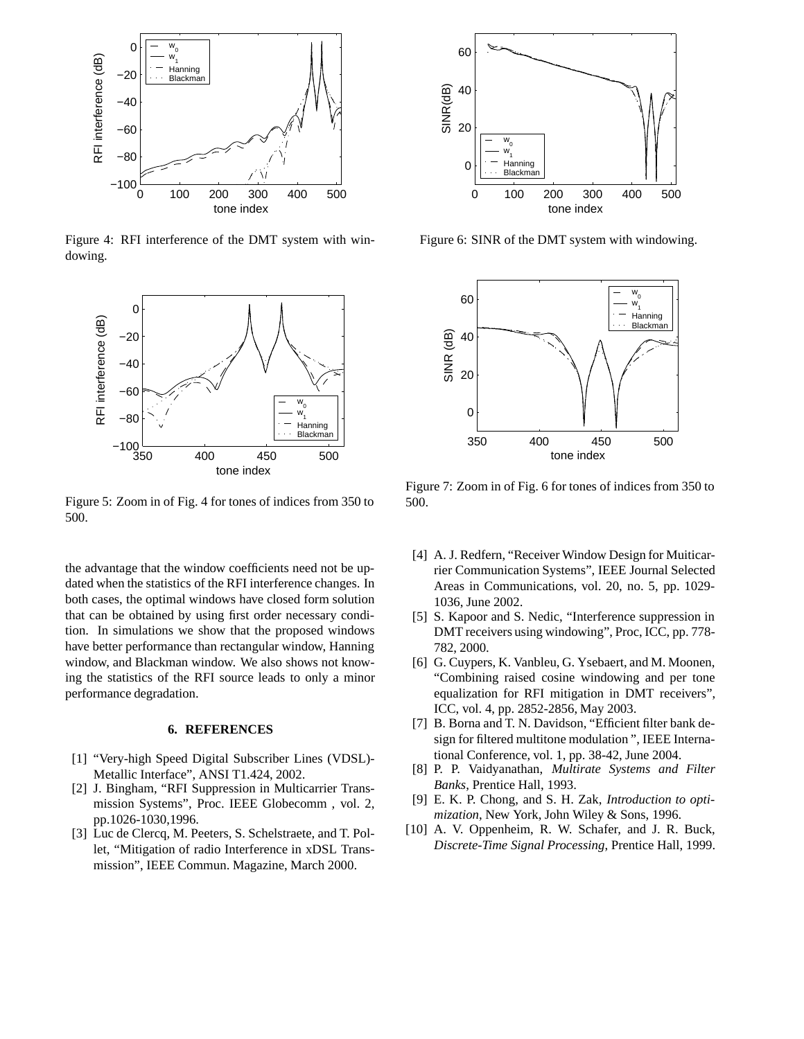0
−20
−40
−60
−80
−100
0 100 200 300 400 500
tone index
RFI interference (dB)
$w_0$
$w_1$
Hanning
Blackman

Figure 4: RFI interference of the DMT system with windowing.

0
−20
−40
−60
−80
−100
350 400 450 500
tone index
RFI interference (dB)
$w_0$
$w_1$
Hanning
Blackman

Figure 5: Zoom in of Fig. 4 for tones of indices from 350 to 500.

60
40
20
0
0 100 200 300 400 500
tone index
SINR(dB)
$w_0$
$w_1$
Hanning
Blackman

Figure 6: SINR of the DMT system with windowing.

60
40
20
0
350 400 450 500
tone index
SINR (dB)
$w_0$
$w_1$
Hanning
Blackman

Figure 7: Zoom in of Fig. 6 for tones of indices from 350 to 500.

the advantage that the window coefficients need not be updated when the statistics of the RFI interference changes. In both cases, the optimal windows have closed form solution that can be obtained by using first order necessary condition. In simulations we show that the proposed windows have better performance than rectangular window, Hanning window, and Blackman window. We also shows not knowing the statistics of the RFI source leads to only a minor performance degradation.

## 6. REFERENCES

[1] "Very-high Speed Digital Subscriber Lines (VDSL)-Metallic Interface", ANSI T1.424, 2002.

[2] J. Bingham, "RFI Suppression in Multicarrier Transmission Systems", Proc. IEEE Globecomm , vol. 2, pp.1026-1030,1996.

[3] Luc de Clercq, M. Peeters, S. Schelstraete, and T. Pollet, "Mitigation of radio Interference in xDSL Transmission", IEEE Commun. Magazine, March 2000.

[4] A. J. Redfern, "Receiver Window Design for Muiticarrier Communication Systems", IEEE Journal Selected Areas in Communications, vol. 20, no. 5, pp. 1029-1036, June 2002.

[5] S. Kapoor and S. Nedic, "Interference suppression in DMT receivers using windowing", Proc, ICC, pp. 778-782, 2000.

[6] G. Cuypers, K. Vanbleu, G. Ysebaert, and M. Moonen, "Combining raised cosine windowing and per tone equalization for RFI mitigation in DMT receivers", ICC, vol. 4, pp. 2852-2856, May 2003.

[7] B. Borna and T. N. Davidson, "Efficient filter bank design for filtered multitone modulation ", IEEE International Conference, vol. 1, pp. 38-42, June 2004.

[8] P. P. Vaidyanathan, *Multirate Systems and Filter Banks*, Prentice Hall, 1993.

[9] E. K. P. Chong, and S. H. Zak, *Introduction to optimization*, New York, John Wiley & Sons, 1996.

[10] A. V. Oppenheim, R. W. Schafer, and J. R. Buck, *Discrete-Time Signal Processing*, Prentice Hall, 1999.